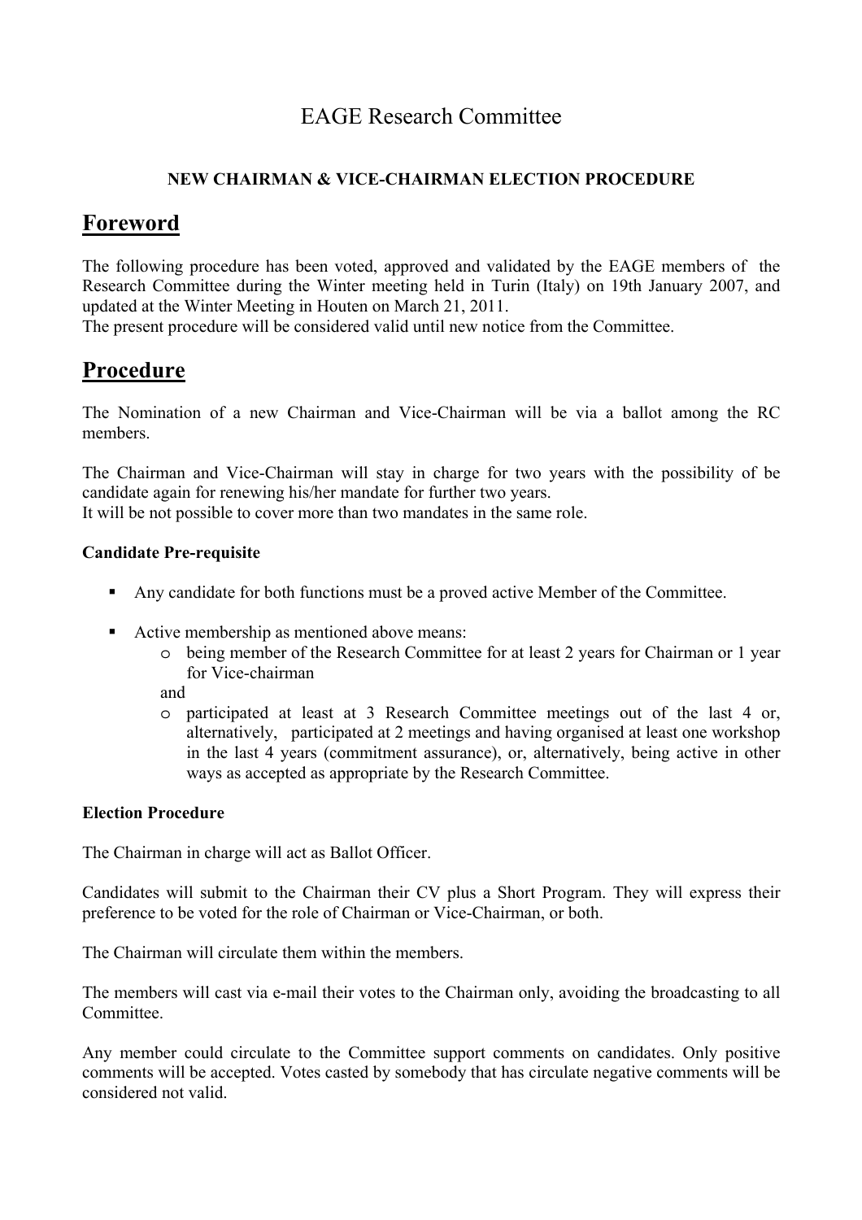# EAGE Research Committee

**NEW CHAIRMAN & VICE-CHAIRMAN ELECTION PROCEDURE**

## Foreword

The following procedure has been voted, approved and validated by the EAGE members of the Research Committee during the Winter meeting held in Turin (Italy) on 19th January 2007, and updated at the Winter Meeting in Houten on March 21, 2011.
The present procedure will be considered valid until new notice from the Committee.

## Procedure

The Nomination of a new Chairman and Vice-Chairman will be via a ballot among the RC members.

The Chairman and Vice-Chairman will stay in charge for two years with the possibility of be candidate again for renewing his/her mandate for further two years.
It will be not possible to cover more than two mandates in the same role.

### Candidate Pre-requisite

- Any candidate for both functions must be a proved active Member of the Committee.
- Active membership as mentioned above means:
  - being member of the Research Committee for at least 2 years for Chairman or 1 year for Vice-chairman

    and
  - participated at least at 3 Research Committee meetings out of the last 4 or, alternatively, participated at 2 meetings and having organised at least one workshop in the last 4 years (commitment assurance), or, alternatively, being active in other ways as accepted as appropriate by the Research Committee.

### Election Procedure

The Chairman in charge will act as Ballot Officer.

Candidates will submit to the Chairman their CV plus a Short Program. They will express their preference to be voted for the role of Chairman or Vice-Chairman, or both.

The Chairman will circulate them within the members.

The members will cast via e-mail their votes to the Chairman only, avoiding the broadcasting to all Committee.

Any member could circulate to the Committee support comments on candidates. Only positive comments will be accepted. Votes casted by somebody that has circulate negative comments will be considered not valid.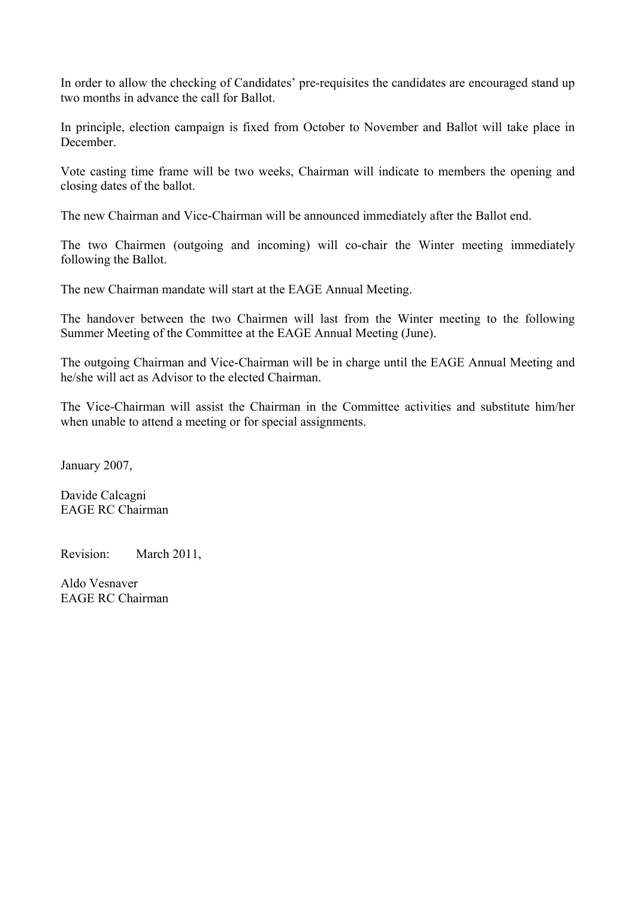In order to allow the checking of Candidates' pre-requisites the candidates are encouraged stand up two months in advance the call for Ballot.

In principle, election campaign is fixed from October to November and Ballot will take place in December.

Vote casting time frame will be two weeks, Chairman will indicate to members the opening and closing dates of the ballot.

The new Chairman and Vice-Chairman will be announced immediately after the Ballot end.

The two Chairmen (outgoing and incoming) will co-chair the Winter meeting immediately following the Ballot.

The new Chairman mandate will start at the EAGE Annual Meeting.

The handover between the two Chairmen will last from the Winter meeting to the following Summer Meeting of the Committee at the EAGE Annual Meeting (June).

The outgoing Chairman and Vice-Chairman will be in charge until the EAGE Annual Meeting and he/she will act as Advisor to the elected Chairman.

The Vice-Chairman will assist the Chairman in the Committee activities and substitute him/her when unable to attend a meeting or for special assignments.

January 2007,

Davide Calcagni
EAGE RC Chairman

Revision: March 2011,

Aldo Vesnaver
EAGE RC Chairman